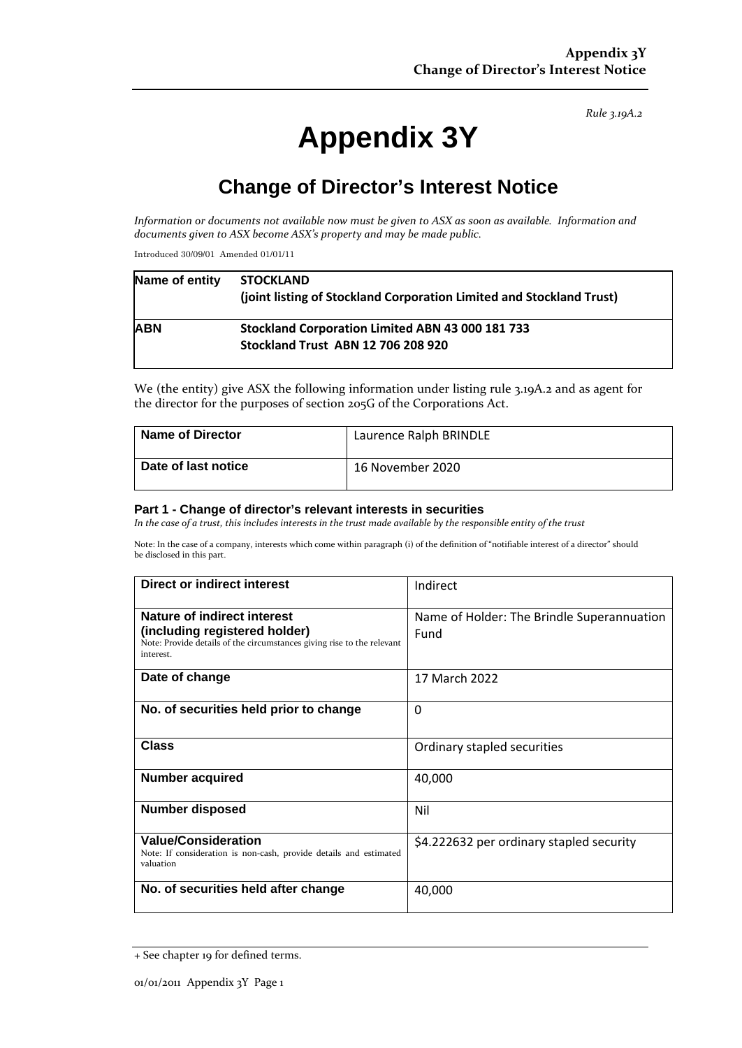*Rule 3.19A.2*

# Appendix 3Y

## Change of Director's Interest Notice

*Information or documents not available now must be given to ASX as soon as available. Information and documents given to ASX become ASX's property and may be made public.*

Introduced 30/09/01 Amended 01/01/11

| Name of entity | **STOCKLAND** **(joint listing of Stockland Corporation Limited and Stockland Trust)** |
|---|---|
| **ABN** | **Stockland Corporation Limited ABN 43 000 181 733** **Stockland Trust ABN 12 706 208 920** |

We (the entity) give ASX the following information under listing rule 3.19A.2 and as agent for the director for the purposes of section 205G of the Corporations Act.

| Name of Director | Laurence Ralph BRINDLE |
|---|---|
| **Date of last notice** | 16 November 2020 |

### Part 1 - Change of director's relevant interests in securities

*In the case of a trust, this includes interests in the trust made available by the responsible entity of the trust*

Note: In the case of a company, interests which come within paragraph (i) of the definition of "notifiable interest of a director" should be disclosed in this part.

| Direct or indirect interest | Indirect |
|---|---|
| **Nature of indirect interest (including registered holder)** Note: Provide details of the circumstances giving rise to the relevant interest. | Name of Holder: The Brindle Superannuation Fund |
| **Date of change** | 17 March 2022 |
| **No. of securities held prior to change** | 0 |
| **Class** | Ordinary stapled securities |
| **Number acquired** | 40,000 |
| **Number disposed** | Nil |
| **Value/Consideration** Note: If consideration is non-cash, provide details and estimated valuation | $4.222632 per ordinary stapled security |
| **No. of securities held after change** | 40,000 |

+ See chapter 19 for defined terms.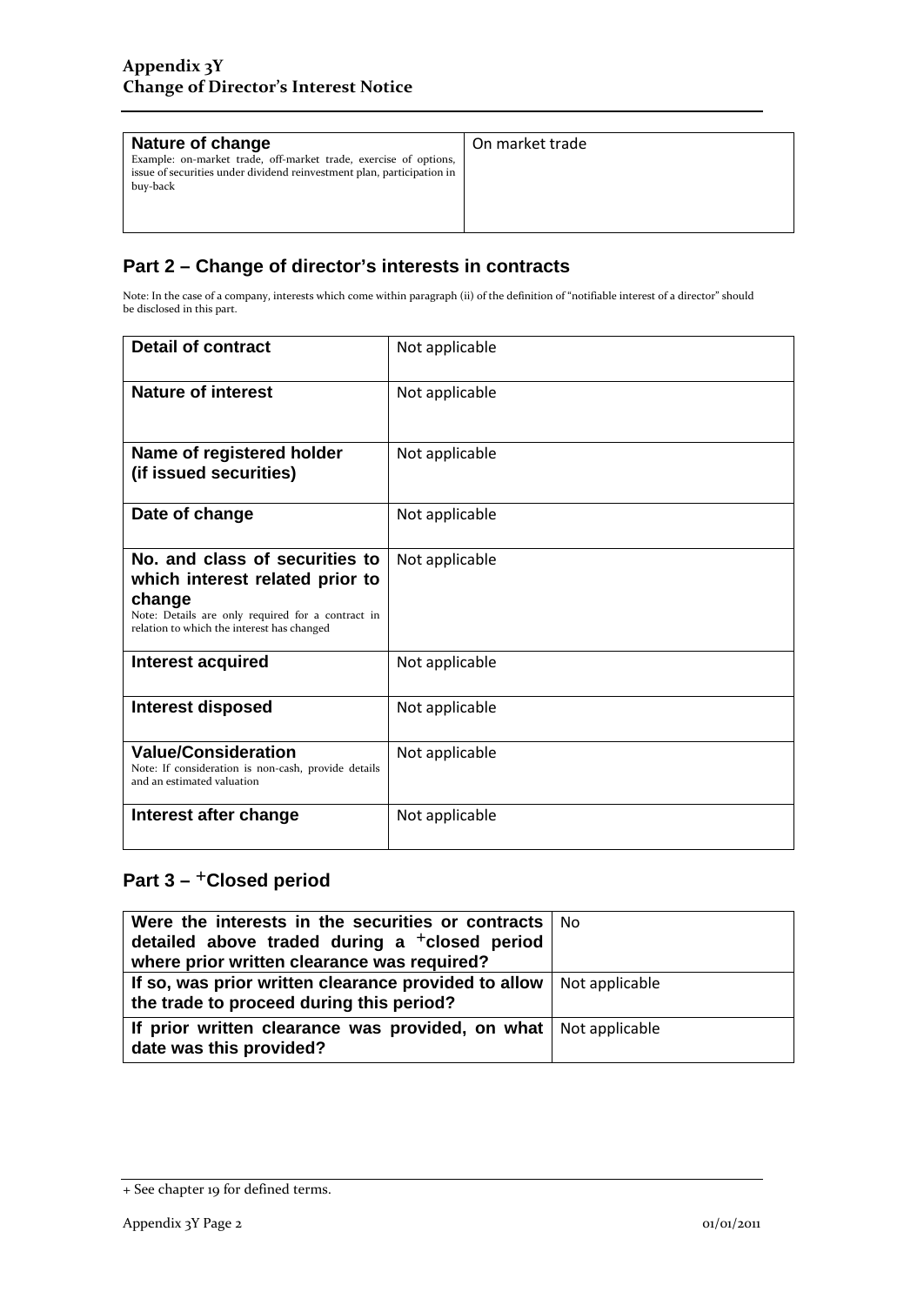| | |
|---|---|
| **Nature of change** Example: on-market trade, off-market trade, exercise of options, issue of securities under dividend reinvestment plan, participation in buy-back | On market trade |

## Part 2 – Change of director's interests in contracts

Note: In the case of a company, interests which come within paragraph (ii) of the definition of "notifiable interest of a director" should be disclosed in this part.

| | |
|---|---|
| **Detail of contract** | Not applicable |
| **Nature of interest** | Not applicable |
| **Name of registered holder (if issued securities)** | Not applicable |
| **Date of change** | Not applicable |
| **No. and class of securities to which interest related prior to change** Note: Details are only required for a contract in relation to which the interest has changed | Not applicable |
| **Interest acquired** | Not applicable |
| **Interest disposed** | Not applicable |
| **Value/Consideration** Note: If consideration is non-cash, provide details and an estimated valuation | Not applicable |
| **Interest after change** | Not applicable |

## Part 3 – +Closed period

| | |
|---|---|
| **Were the interests in the securities or contracts detailed above traded during a +closed period where prior written clearance was required?** | No |
| **If so, was prior written clearance provided to allow the trade to proceed during this period?** | Not applicable |
| **If prior written clearance was provided, on what date was this provided?** | Not applicable |

+ See chapter 19 for defined terms.